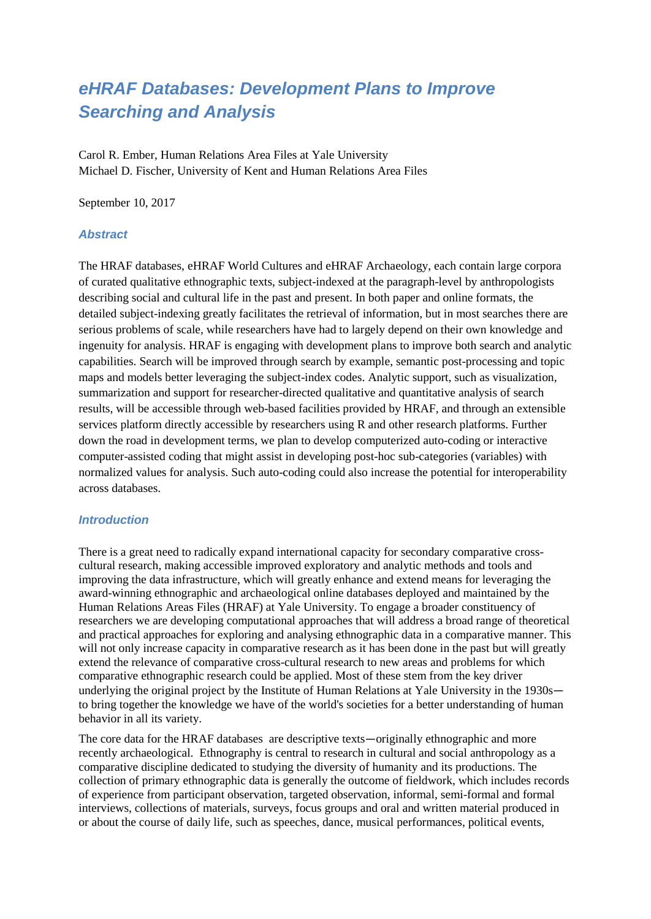# *eHRAF Databases: Development Plans to Improve Searching and Analysis*

Carol R. Ember, Human Relations Area Files at Yale University
Michael D. Fischer, University of Kent and Human Relations Area Files

September 10, 2017

### *Abstract*

The HRAF databases, eHRAF World Cultures and eHRAF Archaeology, each contain large corpora of curated qualitative ethnographic texts, subject-indexed at the paragraph-level by anthropologists describing social and cultural life in the past and present. In both paper and online formats, the detailed subject-indexing greatly facilitates the retrieval of information, but in most searches there are serious problems of scale, while researchers have had to largely depend on their own knowledge and ingenuity for analysis. HRAF is engaging with development plans to improve both search and analytic capabilities. Search will be improved through search by example, semantic post-processing and topic maps and models better leveraging the subject-index codes. Analytic support, such as visualization, summarization and support for researcher-directed qualitative and quantitative analysis of search results, will be accessible through web-based facilities provided by HRAF, and through an extensible services platform directly accessible by researchers using R and other research platforms. Further down the road in development terms, we plan to develop computerized auto-coding or interactive computer-assisted coding that might assist in developing post-hoc sub-categories (variables) with normalized values for analysis. Such auto-coding could also increase the potential for interoperability across databases.

### *Introduction*

There is a great need to radically expand international capacity for secondary comparative cross-cultural research, making accessible improved exploratory and analytic methods and tools and improving the data infrastructure, which will greatly enhance and extend means for leveraging the award-winning ethnographic and archaeological online databases deployed and maintained by the Human Relations Areas Files (HRAF) at Yale University. To engage a broader constituency of researchers we are developing computational approaches that will address a broad range of theoretical and practical approaches for exploring and analysing ethnographic data in a comparative manner. This will not only increase capacity in comparative research as it has been done in the past but will greatly extend the relevance of comparative cross-cultural research to new areas and problems for which comparative ethnographic research could be applied. Most of these stem from the key driver underlying the original project by the Institute of Human Relations at Yale University in the 1930s—to bring together the knowledge we have of the world's societies for a better understanding of human behavior in all its variety.

The core data for the HRAF databases are descriptive texts—originally ethnographic and more recently archaeological. Ethnography is central to research in cultural and social anthropology as a comparative discipline dedicated to studying the diversity of humanity and its productions. The collection of primary ethnographic data is generally the outcome of fieldwork, which includes records of experience from participant observation, targeted observation, informal, semi-formal and formal interviews, collections of materials, surveys, focus groups and oral and written material produced in or about the course of daily life, such as speeches, dance, musical performances, political events,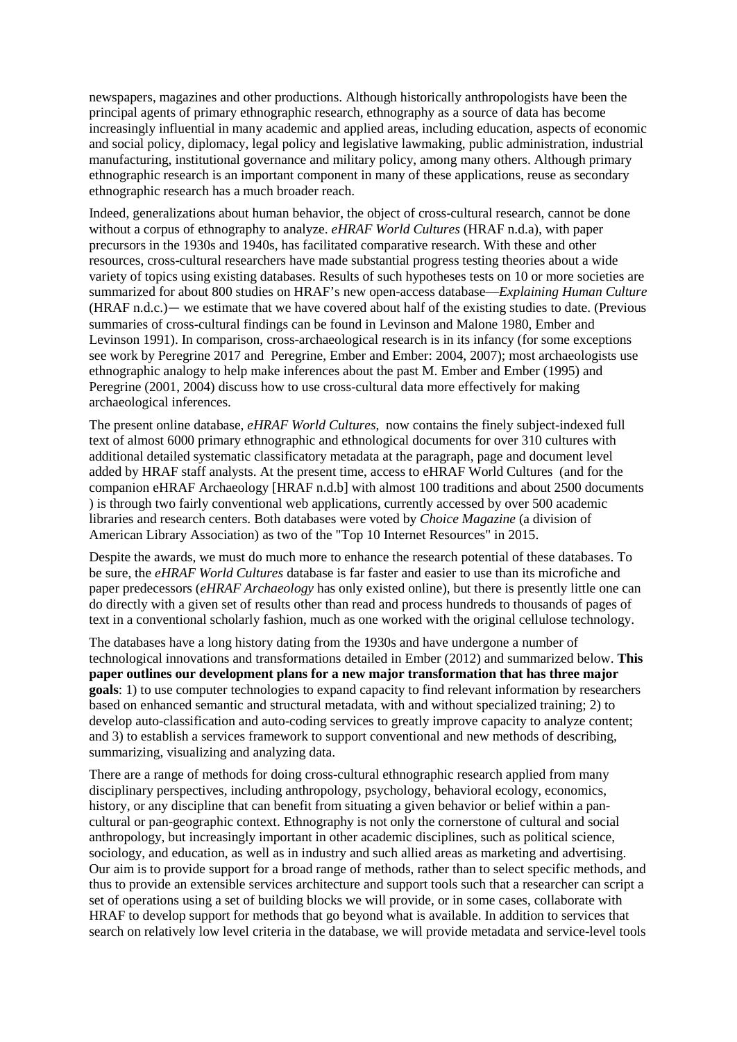newspapers, magazines and other productions. Although historically anthropologists have been the principal agents of primary ethnographic research, ethnography as a source of data has become increasingly influential in many academic and applied areas, including education, aspects of economic and social policy, diplomacy, legal policy and legislative lawmaking, public administration, industrial manufacturing, institutional governance and military policy, among many others. Although primary ethnographic research is an important component in many of these applications, reuse as secondary ethnographic research has a much broader reach.

Indeed, generalizations about human behavior, the object of cross-cultural research, cannot be done without a corpus of ethnography to analyze. *eHRAF World Cultures* (HRAF n.d.a), with paper precursors in the 1930s and 1940s, has facilitated comparative research. With these and other resources, cross-cultural researchers have made substantial progress testing theories about a wide variety of topics using existing databases. Results of such hypotheses tests on 10 or more societies are summarized for about 800 studies on HRAF's new open-access database—*Explaining Human Culture* (HRAF n.d.c.)— we estimate that we have covered about half of the existing studies to date. (Previous summaries of cross-cultural findings can be found in Levinson and Malone 1980, Ember and Levinson 1991). In comparison, cross-archaeological research is in its infancy (for some exceptions see work by Peregrine 2017 and Peregrine, Ember and Ember: 2004, 2007); most archaeologists use ethnographic analogy to help make inferences about the past M. Ember and Ember (1995) and Peregrine (2001, 2004) discuss how to use cross-cultural data more effectively for making archaeological inferences.

The present online database, *eHRAF World Cultures*, now contains the finely subject-indexed full text of almost 6000 primary ethnographic and ethnological documents for over 310 cultures with additional detailed systematic classificatory metadata at the paragraph, page and document level added by HRAF staff analysts. At the present time, access to eHRAF World Cultures (and for the companion eHRAF Archaeology [HRAF n.d.b] with almost 100 traditions and about 2500 documents ) is through two fairly conventional web applications, currently accessed by over 500 academic libraries and research centers. Both databases were voted by *Choice Magazine* (a division of American Library Association) as two of the "Top 10 Internet Resources" in 2015.

Despite the awards, we must do much more to enhance the research potential of these databases. To be sure, the *eHRAF World Cultures* database is far faster and easier to use than its microfiche and paper predecessors (*eHRAF Archaeology* has only existed online), but there is presently little one can do directly with a given set of results other than read and process hundreds to thousands of pages of text in a conventional scholarly fashion, much as one worked with the original cellulose technology.

The databases have a long history dating from the 1930s and have undergone a number of technological innovations and transformations detailed in Ember (2012) and summarized below. **This paper outlines our development plans for a new major transformation that has three major goals**: 1) to use computer technologies to expand capacity to find relevant information by researchers based on enhanced semantic and structural metadata, with and without specialized training; 2) to develop auto-classification and auto-coding services to greatly improve capacity to analyze content; and 3) to establish a services framework to support conventional and new methods of describing, summarizing, visualizing and analyzing data.

There are a range of methods for doing cross-cultural ethnographic research applied from many disciplinary perspectives, including anthropology, psychology, behavioral ecology, economics, history, or any discipline that can benefit from situating a given behavior or belief within a pan-cultural or pan-geographic context. Ethnography is not only the cornerstone of cultural and social anthropology, but increasingly important in other academic disciplines, such as political science, sociology, and education, as well as in industry and such allied areas as marketing and advertising. Our aim is to provide support for a broad range of methods, rather than to select specific methods, and thus to provide an extensible services architecture and support tools such that a researcher can script a set of operations using a set of building blocks we will provide, or in some cases, collaborate with HRAF to develop support for methods that go beyond what is available. In addition to services that search on relatively low level criteria in the database, we will provide metadata and service-level tools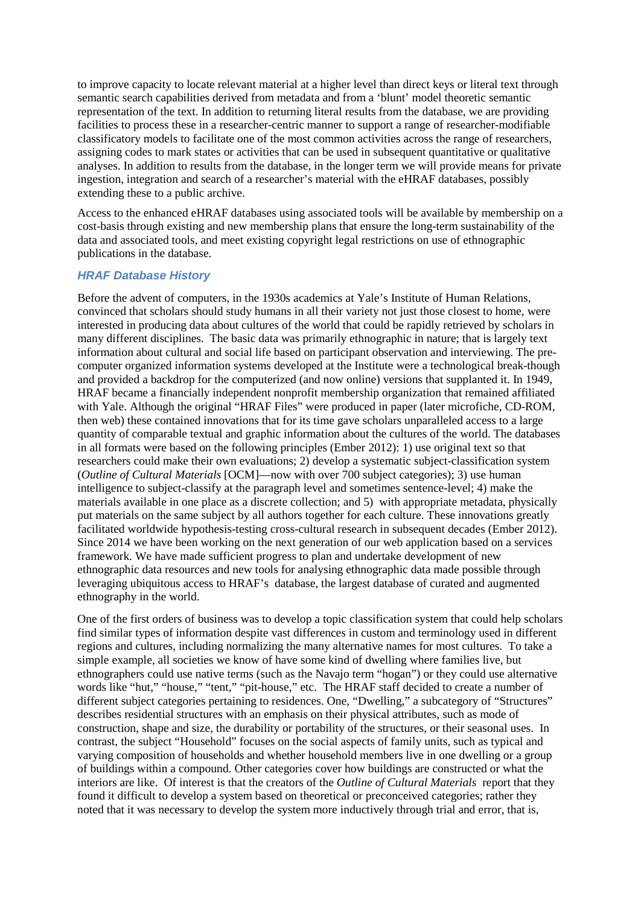to improve capacity to locate relevant material at a higher level than direct keys or literal text through semantic search capabilities derived from metadata and from a 'blunt' model theoretic semantic representation of the text. In addition to returning literal results from the database, we are providing facilities to process these in a researcher-centric manner to support a range of researcher-modifiable classificatory models to facilitate one of the most common activities across the range of researchers, assigning codes to mark states or activities that can be used in subsequent quantitative or qualitative analyses. In addition to results from the database, in the longer term we will provide means for private ingestion, integration and search of a researcher's material with the eHRAF databases, possibly extending these to a public archive.

Access to the enhanced eHRAF databases using associated tools will be available by membership on a cost-basis through existing and new membership plans that ensure the long-term sustainability of the data and associated tools, and meet existing copyright legal restrictions on use of ethnographic publications in the database.

### *HRAF Database History*

Before the advent of computers, in the 1930s academics at Yale's Institute of Human Relations, convinced that scholars should study humans in all their variety not just those closest to home, were interested in producing data about cultures of the world that could be rapidly retrieved by scholars in many different disciplines. The basic data was primarily ethnographic in nature; that is largely text information about cultural and social life based on participant observation and interviewing. The pre-computer organized information systems developed at the Institute were a technological break-though and provided a backdrop for the computerized (and now online) versions that supplanted it. In 1949, HRAF became a financially independent nonprofit membership organization that remained affiliated with Yale. Although the original "HRAF Files" were produced in paper (later microfiche, CD-ROM, then web) these contained innovations that for its time gave scholars unparalleled access to a large quantity of comparable textual and graphic information about the cultures of the world. The databases in all formats were based on the following principles (Ember 2012): 1) use original text so that researchers could make their own evaluations; 2) develop a systematic subject-classification system (*Outline of Cultural Materials* [OCM]—now with over 700 subject categories); 3) use human intelligence to subject-classify at the paragraph level and sometimes sentence-level; 4) make the materials available in one place as a discrete collection; and 5) with appropriate metadata, physically put materials on the same subject by all authors together for each culture. These innovations greatly facilitated worldwide hypothesis-testing cross-cultural research in subsequent decades (Ember 2012). Since 2014 we have been working on the next generation of our web application based on a services framework. We have made sufficient progress to plan and undertake development of new ethnographic data resources and new tools for analysing ethnographic data made possible through leveraging ubiquitous access to HRAF's database, the largest database of curated and augmented ethnography in the world.

One of the first orders of business was to develop a topic classification system that could help scholars find similar types of information despite vast differences in custom and terminology used in different regions and cultures, including normalizing the many alternative names for most cultures. To take a simple example, all societies we know of have some kind of dwelling where families live, but ethnographers could use native terms (such as the Navajo term "hogan") or they could use alternative words like "hut," "house," "tent," "pit-house," etc. The HRAF staff decided to create a number of different subject categories pertaining to residences. One, "Dwelling," a subcategory of "Structures" describes residential structures with an emphasis on their physical attributes, such as mode of construction, shape and size, the durability or portability of the structures, or their seasonal uses. In contrast, the subject "Household" focuses on the social aspects of family units, such as typical and varying composition of households and whether household members live in one dwelling or a group of buildings within a compound. Other categories cover how buildings are constructed or what the interiors are like. Of interest is that the creators of the *Outline of Cultural Materials* report that they found it difficult to develop a system based on theoretical or preconceived categories; rather they noted that it was necessary to develop the system more inductively through trial and error, that is,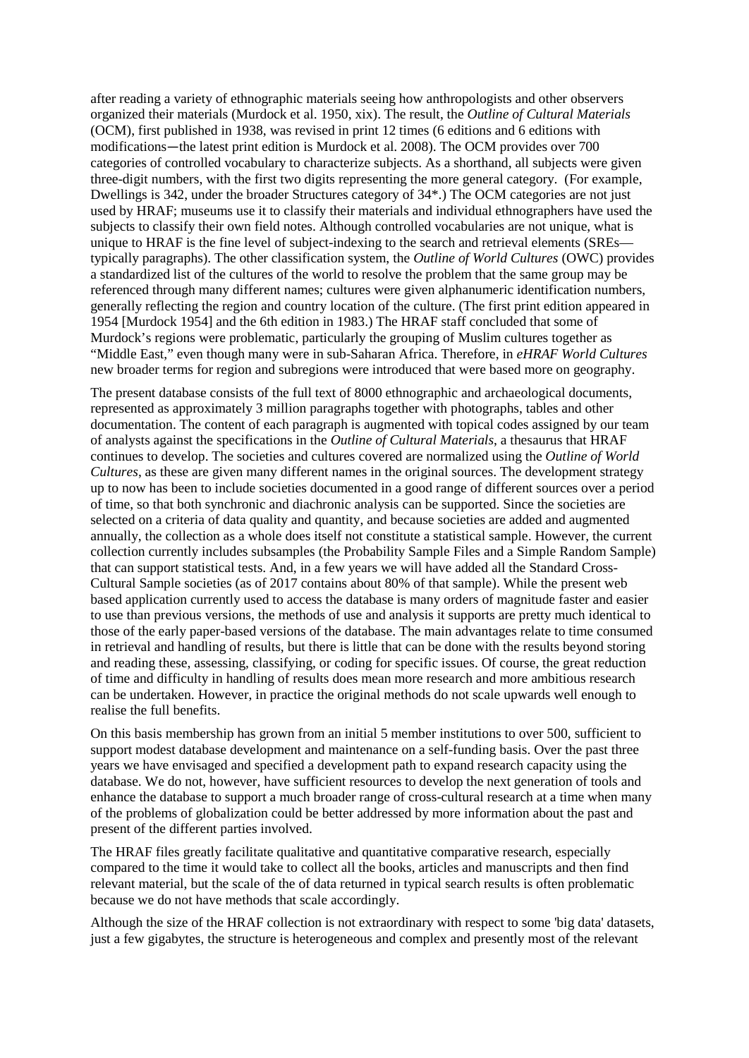after reading a variety of ethnographic materials seeing how anthropologists and other observers organized their materials (Murdock et al. 1950, xix). The result, the *Outline of Cultural Materials* (OCM), first published in 1938, was revised in print 12 times (6 editions and 6 editions with modifications—the latest print edition is Murdock et al. 2008). The OCM provides over 700 categories of controlled vocabulary to characterize subjects. As a shorthand, all subjects were given three-digit numbers, with the first two digits representing the more general category. (For example, Dwellings is 342, under the broader Structures category of 34*.) The OCM categories are not just used by HRAF; museums use it to classify their materials and individual ethnographers have used the subjects to classify their own field notes. Although controlled vocabularies are not unique, what is unique to HRAF is the fine level of subject-indexing to the search and retrieval elements (SREs—typically paragraphs). The other classification system, the *Outline of World Cultures* (OWC) provides a standardized list of the cultures of the world to resolve the problem that the same group may be referenced through many different names; cultures were given alphanumeric identification numbers, generally reflecting the region and country location of the culture. (The first print edition appeared in 1954 [Murdock 1954] and the 6th edition in 1983.) The HRAF staff concluded that some of Murdock's regions were problematic, particularly the grouping of Muslim cultures together as "Middle East," even though many were in sub-Saharan Africa. Therefore, in *eHRAF World Cultures* new broader terms for region and subregions were introduced that were based more on geography.

The present database consists of the full text of 8000 ethnographic and archaeological documents, represented as approximately 3 million paragraphs together with photographs, tables and other documentation. The content of each paragraph is augmented with topical codes assigned by our team of analysts against the specifications in the *Outline of Cultural Materials*, a thesaurus that HRAF continues to develop. The societies and cultures covered are normalized using the *Outline of World Cultures*, as these are given many different names in the original sources. The development strategy up to now has been to include societies documented in a good range of different sources over a period of time, so that both synchronic and diachronic analysis can be supported. Since the societies are selected on a criteria of data quality and quantity, and because societies are added and augmented annually, the collection as a whole does itself not constitute a statistical sample. However, the current collection currently includes subsamples (the Probability Sample Files and a Simple Random Sample) that can support statistical tests. And, in a few years we will have added all the Standard Cross-Cultural Sample societies (as of 2017 contains about 80% of that sample). While the present web based application currently used to access the database is many orders of magnitude faster and easier to use than previous versions, the methods of use and analysis it supports are pretty much identical to those of the early paper-based versions of the database. The main advantages relate to time consumed in retrieval and handling of results, but there is little that can be done with the results beyond storing and reading these, assessing, classifying, or coding for specific issues. Of course, the great reduction of time and difficulty in handling of results does mean more research and more ambitious research can be undertaken. However, in practice the original methods do not scale upwards well enough to realise the full benefits.

On this basis membership has grown from an initial 5 member institutions to over 500, sufficient to support modest database development and maintenance on a self-funding basis. Over the past three years we have envisaged and specified a development path to expand research capacity using the database. We do not, however, have sufficient resources to develop the next generation of tools and enhance the database to support a much broader range of cross-cultural research at a time when many of the problems of globalization could be better addressed by more information about the past and present of the different parties involved.

The HRAF files greatly facilitate qualitative and quantitative comparative research, especially compared to the time it would take to collect all the books, articles and manuscripts and then find relevant material, but the scale of the of data returned in typical search results is often problematic because we do not have methods that scale accordingly.

Although the size of the HRAF collection is not extraordinary with respect to some 'big data' datasets, just a few gigabytes, the structure is heterogeneous and complex and presently most of the relevant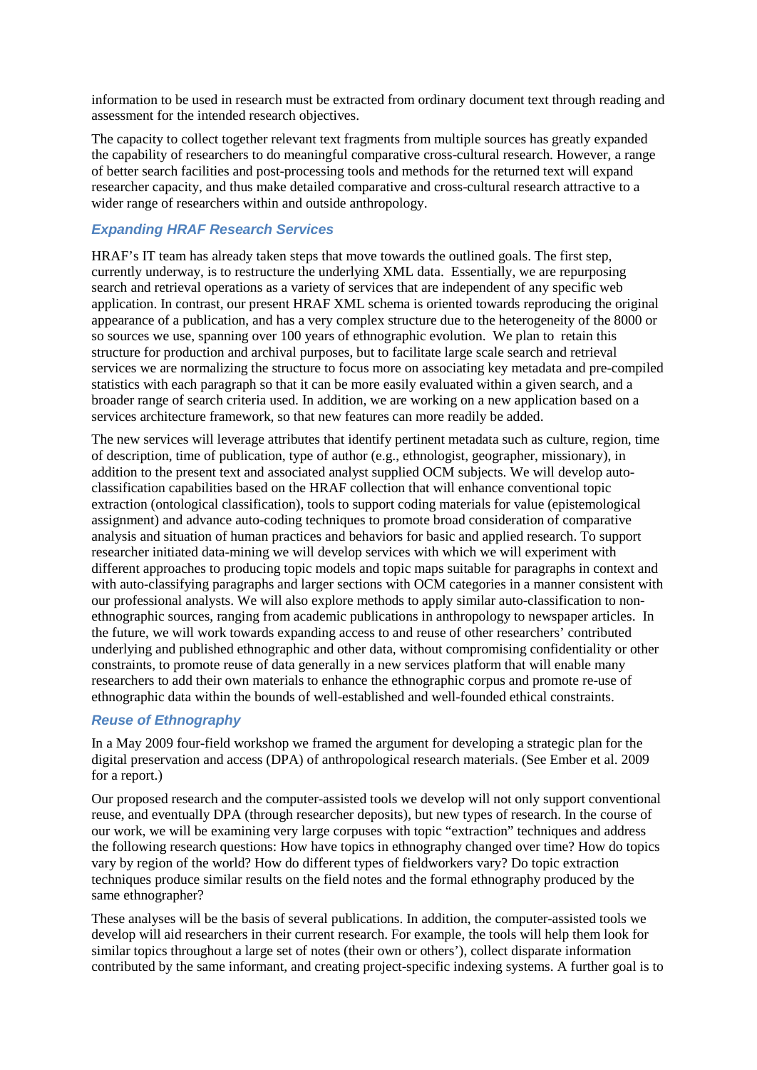information to be used in research must be extracted from ordinary document text through reading and assessment for the intended research objectives.

The capacity to collect together relevant text fragments from multiple sources has greatly expanded the capability of researchers to do meaningful comparative cross-cultural research. However, a range of better search facilities and post-processing tools and methods for the returned text will expand researcher capacity, and thus make detailed comparative and cross-cultural research attractive to a wider range of researchers within and outside anthropology.

### *Expanding HRAF Research Services*

HRAF's IT team has already taken steps that move towards the outlined goals. The first step, currently underway, is to restructure the underlying XML data. Essentially, we are repurposing search and retrieval operations as a variety of services that are independent of any specific web application. In contrast, our present HRAF XML schema is oriented towards reproducing the original appearance of a publication, and has a very complex structure due to the heterogeneity of the 8000 or so sources we use, spanning over 100 years of ethnographic evolution. We plan to retain this structure for production and archival purposes, but to facilitate large scale search and retrieval services we are normalizing the structure to focus more on associating key metadata and pre-compiled statistics with each paragraph so that it can be more easily evaluated within a given search, and a broader range of search criteria used. In addition, we are working on a new application based on a services architecture framework, so that new features can more readily be added.

The new services will leverage attributes that identify pertinent metadata such as culture, region, time of description, time of publication, type of author (e.g., ethnologist, geographer, missionary), in addition to the present text and associated analyst supplied OCM subjects. We will develop auto-classification capabilities based on the HRAF collection that will enhance conventional topic extraction (ontological classification), tools to support coding materials for value (epistemological assignment) and advance auto-coding techniques to promote broad consideration of comparative analysis and situation of human practices and behaviors for basic and applied research. To support researcher initiated data-mining we will develop services with which we will experiment with different approaches to producing topic models and topic maps suitable for paragraphs in context and with auto-classifying paragraphs and larger sections with OCM categories in a manner consistent with our professional analysts. We will also explore methods to apply similar auto-classification to non-ethnographic sources, ranging from academic publications in anthropology to newspaper articles. In the future, we will work towards expanding access to and reuse of other researchers' contributed underlying and published ethnographic and other data, without compromising confidentiality or other constraints, to promote reuse of data generally in a new services platform that will enable many researchers to add their own materials to enhance the ethnographic corpus and promote re-use of ethnographic data within the bounds of well-established and well-founded ethical constraints.

### *Reuse of Ethnography*

In a May 2009 four-field workshop we framed the argument for developing a strategic plan for the digital preservation and access (DPA) of anthropological research materials. (See Ember et al. 2009 for a report.)

Our proposed research and the computer-assisted tools we develop will not only support conventional reuse, and eventually DPA (through researcher deposits), but new types of research. In the course of our work, we will be examining very large corpuses with topic "extraction" techniques and address the following research questions: How have topics in ethnography changed over time? How do topics vary by region of the world? How do different types of fieldworkers vary? Do topic extraction techniques produce similar results on the field notes and the formal ethnography produced by the same ethnographer?

These analyses will be the basis of several publications. In addition, the computer-assisted tools we develop will aid researchers in their current research. For example, the tools will help them look for similar topics throughout a large set of notes (their own or others'), collect disparate information contributed by the same informant, and creating project-specific indexing systems. A further goal is to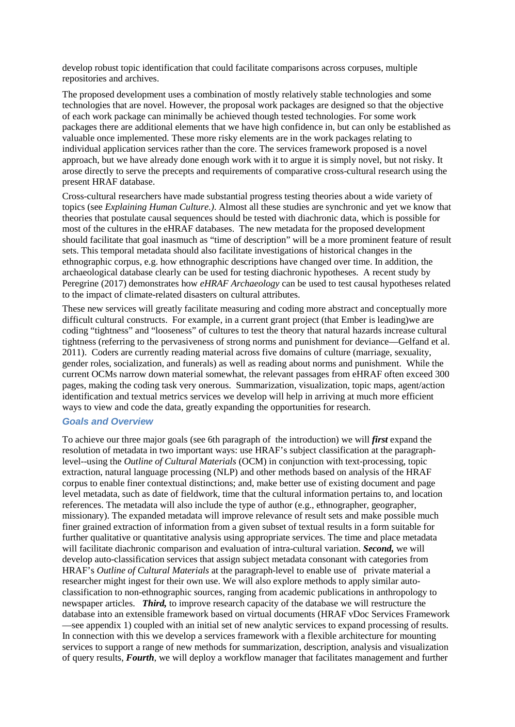develop robust topic identification that could facilitate comparisons across corpuses, multiple repositories and archives.

The proposed development uses a combination of mostly relatively stable technologies and some technologies that are novel. However, the proposal work packages are designed so that the objective of each work package can minimally be achieved though tested technologies. For some work packages there are additional elements that we have high confidence in, but can only be established as valuable once implemented. These more risky elements are in the work packages relating to individual application services rather than the core. The services framework proposed is a novel approach, but we have already done enough work with it to argue it is simply novel, but not risky. It arose directly to serve the precepts and requirements of comparative cross-cultural research using the present HRAF database.

Cross-cultural researchers have made substantial progress testing theories about a wide variety of topics (see *Explaining Human Culture.)*. Almost all these studies are synchronic and yet we know that theories that postulate causal sequences should be tested with diachronic data, which is possible for most of the cultures in the eHRAF databases. The new metadata for the proposed development should facilitate that goal inasmuch as "time of description" will be a more prominent feature of result sets. This temporal metadata should also facilitate investigations of historical changes in the ethnographic corpus, e.g. how ethnographic descriptions have changed over time. In addition, the archaeological database clearly can be used for testing diachronic hypotheses. A recent study by Peregrine (2017) demonstrates how *eHRAF Archaeology* can be used to test causal hypotheses related to the impact of climate-related disasters on cultural attributes.

These new services will greatly facilitate measuring and coding more abstract and conceptually more difficult cultural constructs. For example, in a current grant project (that Ember is leading)we are coding "tightness" and "looseness" of cultures to test the theory that natural hazards increase cultural tightness (referring to the pervasiveness of strong norms and punishment for deviance—Gelfand et al. 2011). Coders are currently reading material across five domains of culture (marriage, sexuality, gender roles, socialization, and funerals) as well as reading about norms and punishment. While the current OCMs narrow down material somewhat, the relevant passages from eHRAF often exceed 300 pages, making the coding task very onerous. Summarization, visualization, topic maps, agent/action identification and textual metrics services we develop will help in arriving at much more efficient ways to view and code the data, greatly expanding the opportunities for research.

### Goals and Overview

To achieve our three major goals (see 6th paragraph of the introduction) we will ***first*** expand the resolution of metadata in two important ways: use HRAF's subject classification at the paragraph-level--using the *Outline of Cultural Materials* (OCM) in conjunction with text-processing, topic extraction, natural language processing (NLP) and other methods based on analysis of the HRAF corpus to enable finer contextual distinctions; and, make better use of existing document and page level metadata, such as date of fieldwork, time that the cultural information pertains to, and location references. The metadata will also include the type of author (e.g., ethnographer, geographer, missionary). The expanded metadata will improve relevance of result sets and make possible much finer grained extraction of information from a given subset of textual results in a form suitable for further qualitative or quantitative analysis using appropriate services. The time and place metadata will facilitate diachronic comparison and evaluation of intra-cultural variation. ***Second,*** we will develop auto-classification services that assign subject metadata consonant with categories from HRAF's *Outline of Cultural Materials* at the paragraph-level to enable use of private material a researcher might ingest for their own use. We will also explore methods to apply similar auto-classification to non-ethnographic sources, ranging from academic publications in anthropology to newspaper articles. ***Third,*** to improve research capacity of the database we will restructure the database into an extensible framework based on virtual documents (HRAF vDoc Services Framework —see appendix 1) coupled with an initial set of new analytic services to expand processing of results. In connection with this we develop a services framework with a flexible architecture for mounting services to support a range of new methods for summarization, description, analysis and visualization of query results, ***Fourth***, we will deploy a workflow manager that facilitates management and further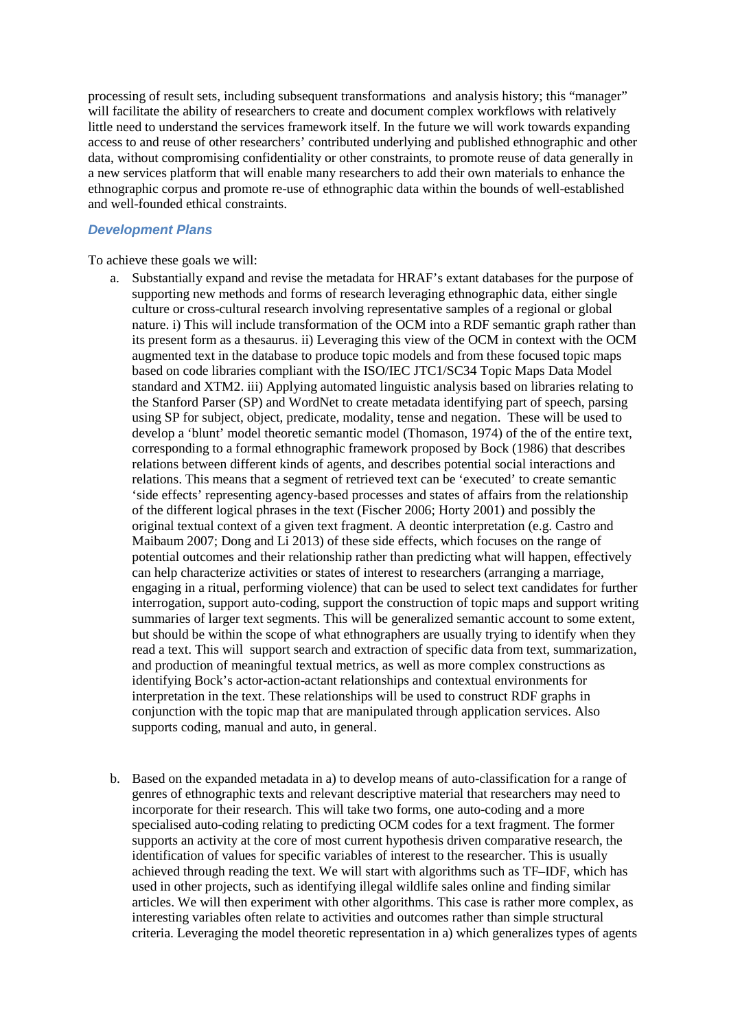processing of result sets, including subsequent transformations and analysis history; this "manager" will facilitate the ability of researchers to create and document complex workflows with relatively little need to understand the services framework itself. In the future we will work towards expanding access to and reuse of other researchers' contributed underlying and published ethnographic and other data, without compromising confidentiality or other constraints, to promote reuse of data generally in a new services platform that will enable many researchers to add their own materials to enhance the ethnographic corpus and promote re-use of ethnographic data within the bounds of well-established and well-founded ethical constraints.

### *Development Plans*

To achieve these goals we will:

a. Substantially expand and revise the metadata for HRAF's extant databases for the purpose of supporting new methods and forms of research leveraging ethnographic data, either single culture or cross-cultural research involving representative samples of a regional or global nature. i) This will include transformation of the OCM into a RDF semantic graph rather than its present form as a thesaurus. ii) Leveraging this view of the OCM in context with the OCM augmented text in the database to produce topic models and from these focused topic maps based on code libraries compliant with the ISO/IEC JTC1/SC34 Topic Maps Data Model standard and XTM2. iii) Applying automated linguistic analysis based on libraries relating to the Stanford Parser (SP) and WordNet to create metadata identifying part of speech, parsing using SP for subject, object, predicate, modality, tense and negation. These will be used to develop a 'blunt' model theoretic semantic model (Thomason, 1974) of the of the entire text, corresponding to a formal ethnographic framework proposed by Bock (1986) that describes relations between different kinds of agents, and describes potential social interactions and relations. This means that a segment of retrieved text can be 'executed' to create semantic 'side effects' representing agency-based processes and states of affairs from the relationship of the different logical phrases in the text (Fischer 2006; Horty 2001) and possibly the original textual context of a given text fragment. A deontic interpretation (e.g. Castro and Maibaum 2007; Dong and Li 2013) of these side effects, which focuses on the range of potential outcomes and their relationship rather than predicting what will happen, effectively can help characterize activities or states of interest to researchers (arranging a marriage, engaging in a ritual, performing violence) that can be used to select text candidates for further interrogation, support auto-coding, support the construction of topic maps and support writing summaries of larger text segments. This will be generalized semantic account to some extent, but should be within the scope of what ethnographers are usually trying to identify when they read a text. This will support search and extraction of specific data from text, summarization, and production of meaningful textual metrics, as well as more complex constructions as identifying Bock's actor-action-actant relationships and contextual environments for interpretation in the text. These relationships will be used to construct RDF graphs in conjunction with the topic map that are manipulated through application services. Also supports coding, manual and auto, in general.

b. Based on the expanded metadata in a) to develop means of auto-classification for a range of genres of ethnographic texts and relevant descriptive material that researchers may need to incorporate for their research. This will take two forms, one auto-coding and a more specialised auto-coding relating to predicting OCM codes for a text fragment. The former supports an activity at the core of most current hypothesis driven comparative research, the identification of values for specific variables of interest to the researcher. This is usually achieved through reading the text. We will start with algorithms such as TF–IDF, which has used in other projects, such as identifying illegal wildlife sales online and finding similar articles. We will then experiment with other algorithms. This case is rather more complex, as interesting variables often relate to activities and outcomes rather than simple structural criteria. Leveraging the model theoretic representation in a) which generalizes types of agents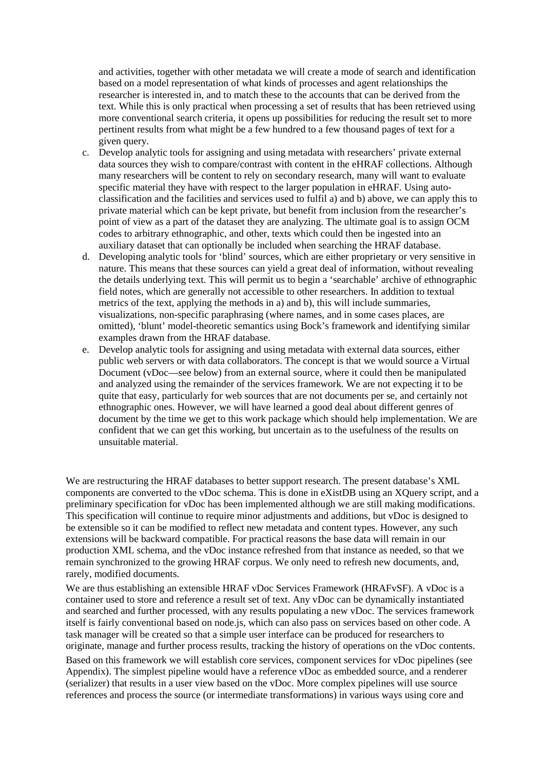and activities, together with other metadata we will create a mode of search and identification based on a model representation of what kinds of processes and agent relationships the researcher is interested in, and to match these to the accounts that can be derived from the text. While this is only practical when processing a set of results that has been retrieved using more conventional search criteria, it opens up possibilities for reducing the result set to more pertinent results from what might be a few hundred to a few thousand pages of text for a given query.

c. Develop analytic tools for assigning and using metadata with researchers' private external data sources they wish to compare/contrast with content in the eHRAF collections. Although many researchers will be content to rely on secondary research, many will want to evaluate specific material they have with respect to the larger population in eHRAF. Using auto-classification and the facilities and services used to fulfil a) and b) above, we can apply this to private material which can be kept private, but benefit from inclusion from the researcher's point of view as a part of the dataset they are analyzing. The ultimate goal is to assign OCM codes to arbitrary ethnographic, and other, texts which could then be ingested into an auxiliary dataset that can optionally be included when searching the HRAF database.
d. Developing analytic tools for 'blind' sources, which are either proprietary or very sensitive in nature. This means that these sources can yield a great deal of information, without revealing the details underlying text. This will permit us to begin a 'searchable' archive of ethnographic field notes, which are generally not accessible to other researchers. In addition to textual metrics of the text, applying the methods in a) and b), this will include summaries, visualizations, non-specific paraphrasing (where names, and in some cases places, are omitted), 'blunt' model-theoretic semantics using Bock's framework and identifying similar examples drawn from the HRAF database.
e. Develop analytic tools for assigning and using metadata with external data sources, either public web servers or with data collaborators. The concept is that we would source a Virtual Document (vDoc—see below) from an external source, where it could then be manipulated and analyzed using the remainder of the services framework. We are not expecting it to be quite that easy, particularly for web sources that are not documents per se, and certainly not ethnographic ones. However, we will have learned a good deal about different genres of document by the time we get to this work package which should help implementation. We are confident that we can get this working, but uncertain as to the usefulness of the results on unsuitable material.

We are restructuring the HRAF databases to better support research. The present database's XML components are converted to the vDoc schema. This is done in eXistDB using an XQuery script, and a preliminary specification for vDoc has been implemented although we are still making modifications. This specification will continue to require minor adjustments and additions, but vDoc is designed to be extensible so it can be modified to reflect new metadata and content types. However, any such extensions will be backward compatible. For practical reasons the base data will remain in our production XML schema, and the vDoc instance refreshed from that instance as needed, so that we remain synchronized to the growing HRAF corpus. We only need to refresh new documents, and, rarely, modified documents.

We are thus establishing an extensible HRAF vDoc Services Framework (HRAFvSF). A vDoc is a container used to store and reference a result set of text. Any vDoc can be dynamically instantiated and searched and further processed, with any results populating a new vDoc. The services framework itself is fairly conventional based on node.js, which can also pass on services based on other code. A task manager will be created so that a simple user interface can be produced for researchers to originate, manage and further process results, tracking the history of operations on the vDoc contents.

Based on this framework we will establish core services, component services for vDoc pipelines (see Appendix). The simplest pipeline would have a reference vDoc as embedded source, and a renderer (serializer) that results in a user view based on the vDoc. More complex pipelines will use source references and process the source (or intermediate transformations) in various ways using core and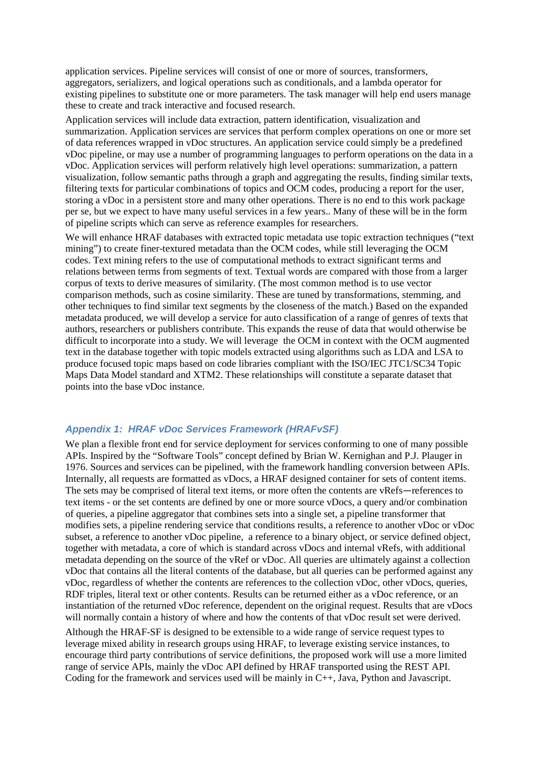application services. Pipeline services will consist of one or more of sources, transformers, aggregators, serializers, and logical operations such as conditionals, and a lambda operator for existing pipelines to substitute one or more parameters. The task manager will help end users manage these to create and track interactive and focused research.

Application services will include data extraction, pattern identification, visualization and summarization. Application services are services that perform complex operations on one or more set of data references wrapped in vDoc structures. An application service could simply be a predefined vDoc pipeline, or may use a number of programming languages to perform operations on the data in a vDoc. Application services will perform relatively high level operations: summarization, a pattern visualization, follow semantic paths through a graph and aggregating the results, finding similar texts, filtering texts for particular combinations of topics and OCM codes, producing a report for the user, storing a vDoc in a persistent store and many other operations. There is no end to this work package per se, but we expect to have many useful services in a few years.. Many of these will be in the form of pipeline scripts which can serve as reference examples for researchers.

We will enhance HRAF databases with extracted topic metadata use topic extraction techniques ("text mining") to create finer-textured metadata than the OCM codes, while still leveraging the OCM codes. Text mining refers to the use of computational methods to extract significant terms and relations between terms from segments of text. Textual words are compared with those from a larger corpus of texts to derive measures of similarity. (The most common method is to use vector comparison methods, such as cosine similarity. These are tuned by transformations, stemming, and other techniques to find similar text segments by the closeness of the match.) Based on the expanded metadata produced, we will develop a service for auto classification of a range of genres of texts that authors, researchers or publishers contribute. This expands the reuse of data that would otherwise be difficult to incorporate into a study. We will leverage the OCM in context with the OCM augmented text in the database together with topic models extracted using algorithms such as LDA and LSA to produce focused topic maps based on code libraries compliant with the ISO/IEC JTC1/SC34 Topic Maps Data Model standard and XTM2. These relationships will constitute a separate dataset that points into the base vDoc instance.

### *Appendix 1: HRAF vDoc Services Framework (HRAFvSF)*

We plan a flexible front end for service deployment for services conforming to one of many possible APIs. Inspired by the "Software Tools" concept defined by Brian W. Kernighan and P.J. Plauger in 1976. Sources and services can be pipelined, with the framework handling conversion between APIs. Internally, all requests are formatted as vDocs, a HRAF designed container for sets of content items. The sets may be comprised of literal text items, or more often the contents are vRefs—references to text items - or the set contents are defined by one or more source vDocs, a query and/or combination of queries, a pipeline aggregator that combines sets into a single set, a pipeline transformer that modifies sets, a pipeline rendering service that conditions results, a reference to another vDoc or vDoc subset, a reference to another vDoc pipeline, a reference to a binary object, or service defined object, together with metadata, a core of which is standard across vDocs and internal vRefs, with additional metadata depending on the source of the vRef or vDoc. All queries are ultimately against a collection vDoc that contains all the literal contents of the database, but all queries can be performed against any vDoc, regardless of whether the contents are references to the collection vDoc, other vDocs, queries, RDF triples, literal text or other contents. Results can be returned either as a vDoc reference, or an instantiation of the returned vDoc reference, dependent on the original request. Results that are vDocs will normally contain a history of where and how the contents of that vDoc result set were derived.

Although the HRAF-SF is designed to be extensible to a wide range of service request types to leverage mixed ability in research groups using HRAF, to leverage existing service instances, to encourage third party contributions of service definitions, the proposed work will use a more limited range of service APIs, mainly the vDoc API defined by HRAF transported using the REST API. Coding for the framework and services used will be mainly in C++, Java, Python and Javascript.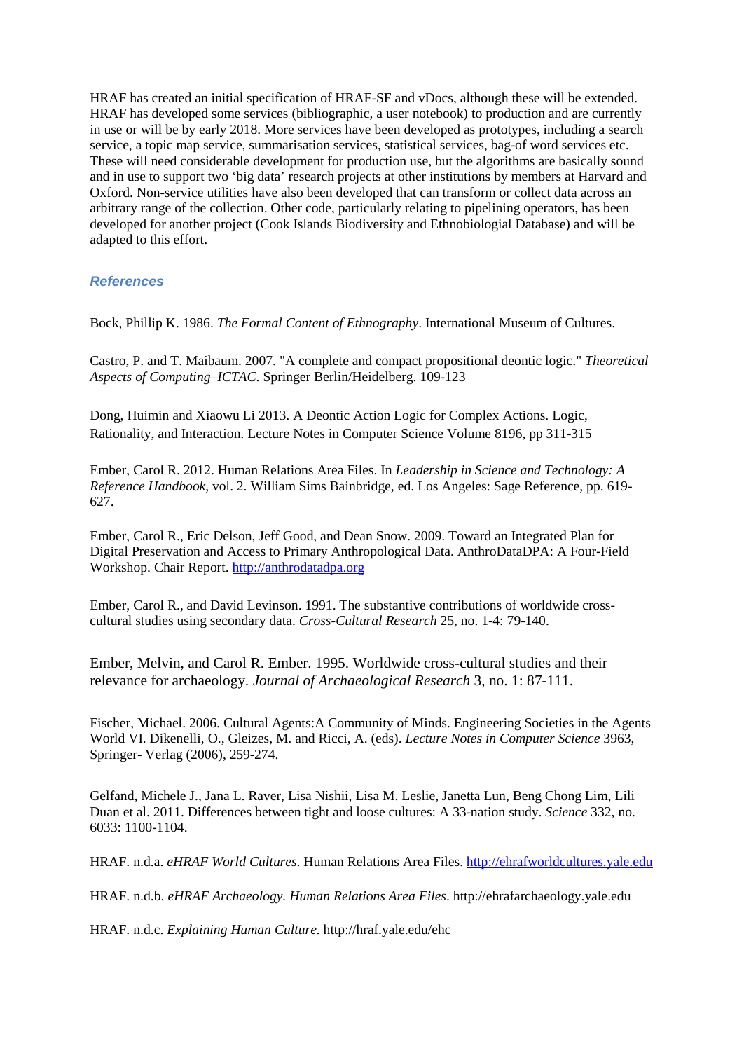HRAF has created an initial specification of HRAF-SF and vDocs, although these will be extended. HRAF has developed some services (bibliographic, a user notebook) to production and are currently in use or will be by early 2018. More services have been developed as prototypes, including a search service, a topic map service, summarisation services, statistical services, bag-of word services etc. These will need considerable development for production use, but the algorithms are basically sound and in use to support two 'big data' research projects at other institutions by members at Harvard and Oxford. Non-service utilities have also been developed that can transform or collect data across an arbitrary range of the collection. Other code, particularly relating to pipelining operators, has been developed for another project (Cook Islands Biodiversity and Ethnobiologial Database) and will be adapted to this effort.

### *References*

Bock, Phillip K. 1986. *The Formal Content of Ethnography*. International Museum of Cultures.

Castro, P. and T. Maibaum. 2007. "A complete and compact propositional deontic logic." *Theoretical Aspects of Computing–ICTAC.* Springer Berlin/Heidelberg. 109-123

Dong, Huimin and Xiaowu Li 2013. A Deontic Action Logic for Complex Actions. Logic, Rationality, and Interaction. Lecture Notes in Computer Science Volume 8196, pp 311-315

Ember, Carol R. 2012. Human Relations Area Files. In *Leadership in Science and Technology: A Reference Handbook*, vol. 2. William Sims Bainbridge, ed. Los Angeles: Sage Reference, pp. 619-627.

Ember, Carol R., Eric Delson, Jeff Good, and Dean Snow. 2009. Toward an Integrated Plan for Digital Preservation and Access to Primary Anthropological Data. AnthroDataDPA: A Four-Field Workshop. Chair Report. http://anthrodatadpa.org

Ember, Carol R., and David Levinson. 1991. The substantive contributions of worldwide cross-cultural studies using secondary data. *Cross-Cultural Research* 25, no. 1-4: 79-140.

Ember, Melvin, and Carol R. Ember. 1995. Worldwide cross-cultural studies and their relevance for archaeology. *Journal of Archaeological Research* 3, no. 1: 87-111.

Fischer, Michael. 2006. Cultural Agents:A Community of Minds. Engineering Societies in the Agents World VI. Dikenelli, O., Gleizes, M. and Ricci, A. (eds). *Lecture Notes in Computer Science* 3963, Springer- Verlag (2006), 259-274.

Gelfand, Michele J., Jana L. Raver, Lisa Nishii, Lisa M. Leslie, Janetta Lun, Beng Chong Lim, Lili Duan et al. 2011. Differences between tight and loose cultures: A 33-nation study. *Science* 332, no. 6033: 1100-1104.

HRAF. n.d.a. *eHRAF World Cultures*. Human Relations Area Files. http://ehrafworldcultures.yale.edu

HRAF. n.d.b. *eHRAF Archaeology. Human Relations Area Files*. http://ehrafarchaeology.yale.edu

HRAF. n.d.c. *Explaining Human Culture.* http://hraf.yale.edu/ehc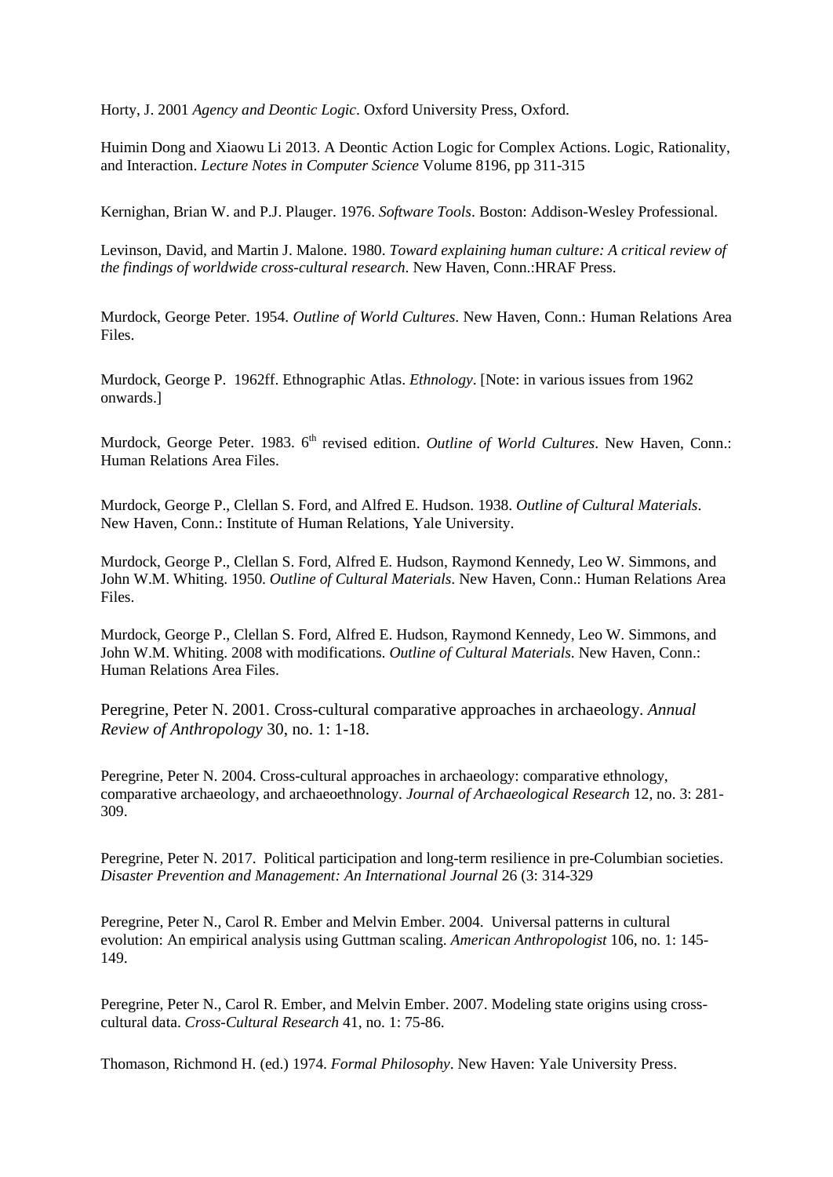Horty, J. 2001 *Agency and Deontic Logic*. Oxford University Press, Oxford.

Huimin Dong and Xiaowu Li 2013. A Deontic Action Logic for Complex Actions. Logic, Rationality, and Interaction. *Lecture Notes in Computer Science* Volume 8196, pp 311-315

Kernighan, Brian W. and P.J. Plauger. 1976. *Software Tools*. Boston: Addison-Wesley Professional.

Levinson, David, and Martin J. Malone. 1980. *Toward explaining human culture: A critical review of the findings of worldwide cross-cultural research*. New Haven, Conn.:HRAF Press.

Murdock, George Peter. 1954. *Outline of World Cultures*. New Haven, Conn.: Human Relations Area Files.

Murdock, George P. 1962ff. Ethnographic Atlas. *Ethnology*. [Note: in various issues from 1962 onwards.]

Murdock, George Peter. 1983. 6th revised edition. *Outline of World Cultures*. New Haven, Conn.: Human Relations Area Files.

Murdock, George P., Clellan S. Ford, and Alfred E. Hudson. 1938. *Outline of Cultural Materials*. New Haven, Conn.: Institute of Human Relations, Yale University.

Murdock, George P., Clellan S. Ford, Alfred E. Hudson, Raymond Kennedy, Leo W. Simmons, and John W.M. Whiting. 1950. *Outline of Cultural Materials*. New Haven, Conn.: Human Relations Area Files.

Murdock, George P., Clellan S. Ford, Alfred E. Hudson, Raymond Kennedy, Leo W. Simmons, and John W.M. Whiting. 2008 with modifications. *Outline of Cultural Materials*. New Haven, Conn.: Human Relations Area Files.

Peregrine, Peter N. 2001. Cross-cultural comparative approaches in archaeology. *Annual Review of Anthropology* 30, no. 1: 1-18.

Peregrine, Peter N. 2004. Cross-cultural approaches in archaeology: comparative ethnology, comparative archaeology, and archaeoethnology. *Journal of Archaeological Research* 12, no. 3: 281-309.

Peregrine, Peter N. 2017. Political participation and long-term resilience in pre-Columbian societies. *Disaster Prevention and Management: An International Journal* 26 (3: 314-329

Peregrine, Peter N., Carol R. Ember and Melvin Ember. 2004. Universal patterns in cultural evolution: An empirical analysis using Guttman scaling. *American Anthropologist* 106, no. 1: 145-149.

Peregrine, Peter N., Carol R. Ember, and Melvin Ember. 2007. Modeling state origins using cross-cultural data. *Cross-Cultural Research* 41, no. 1: 75-86.

Thomason, Richmond H. (ed.) 1974. *Formal Philosophy*. New Haven: Yale University Press.